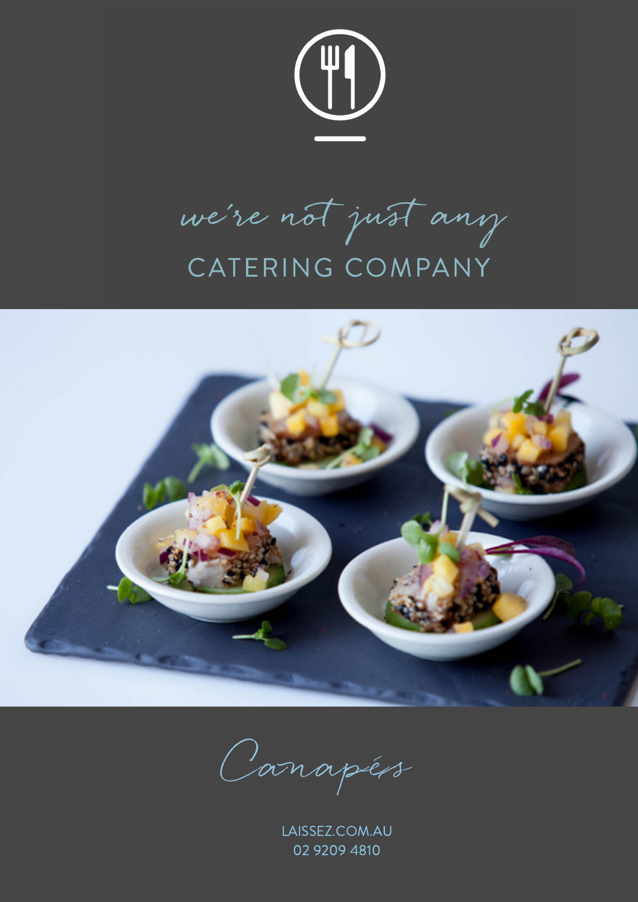*we're not just any*

# CATERING COMPANY

## *Canapés*

LAISSEZ.COM.AU
02 9209 4810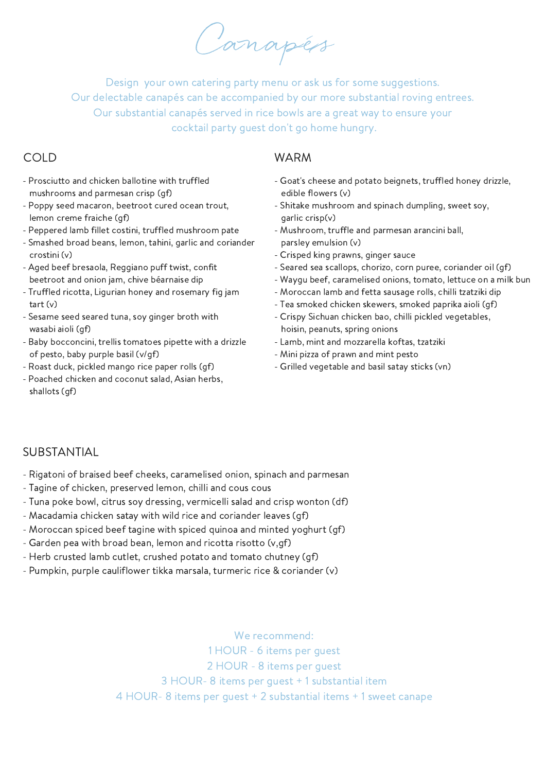# Canapés

Design your own catering party menu or ask us for some suggestions.
Our delectable canapés can be accompanied by our more substantial roving entrees.
Our substantial canapés served in rice bowls are a great way to ensure your cocktail party guest don't go home hungry.

## COLD

- Prosciutto and chicken ballotine with truffled mushrooms and parmesan crisp (gf)
- Poppy seed macaron, beetroot cured ocean trout, lemon creme fraiche (gf)
- Peppered lamb fillet costini, truffled mushroom pate
- Smashed broad beans, lemon, tahini, garlic and coriander crostini (v)
- Aged beef bresaola, Reggiano puff twist, confit beetroot and onion jam, chive béarnaise dip
- Truffled ricotta, Ligurian honey and rosemary fig jam tart (v)
- Sesame seed seared tuna, soy ginger broth with wasabi aioli (gf)
- Baby bocconcini, trellis tomatoes pipette with a drizzle of pesto, baby purple basil (v/gf)
- Roast duck, pickled mango rice paper rolls (gf)
- Poached chicken and coconut salad, Asian herbs, shallots (gf)

## WARM

- Goat's cheese and potato beignets, truffled honey drizzle, edible flowers (v)
- Shitake mushroom and spinach dumpling, sweet soy, garlic crisp(v)
- Mushroom, truffle and parmesan arancini ball, parsley emulsion (v)
- Crisped king prawns, ginger sauce
- Seared sea scallops, chorizo, corn puree, coriander oil (gf)
- Waygu beef, caramelised onions, tomato, lettuce on a milk bun
- Moroccan lamb and fetta sausage rolls, chilli tzatziki dip
- Tea smoked chicken skewers, smoked paprika aioli (gf)
- Crispy Sichuan chicken bao, chilli pickled vegetables, hoisin, peanuts, spring onions
- Lamb, mint and mozzarella koftas, tzatziki
- Mini pizza of prawn and mint pesto
- Grilled vegetable and basil satay sticks (vn)

## SUBSTANTIAL

- Rigatoni of braised beef cheeks, caramelised onion, spinach and parmesan
- Tagine of chicken, preserved lemon, chilli and cous cous
- Tuna poke bowl, citrus soy dressing, vermicelli salad and crisp wonton (df)
- Macadamia chicken satay with wild rice and coriander leaves (gf)
- Moroccan spiced beef tagine with spiced quinoa and minted yoghurt (gf)
- Garden pea with broad bean, lemon and ricotta risotto (v,gf)
- Herb crusted lamb cutlet, crushed potato and tomato chutney (gf)
- Pumpkin, purple cauliflower tikka marsala, turmeric rice & coriander (v)

We recommend:
1 HOUR - 6 items per guest
2 HOUR - 8 items per guest
3 HOUR- 8 items per guest + 1 substantial item
4 HOUR- 8 items per guest + 2 substantial items + 1 sweet canape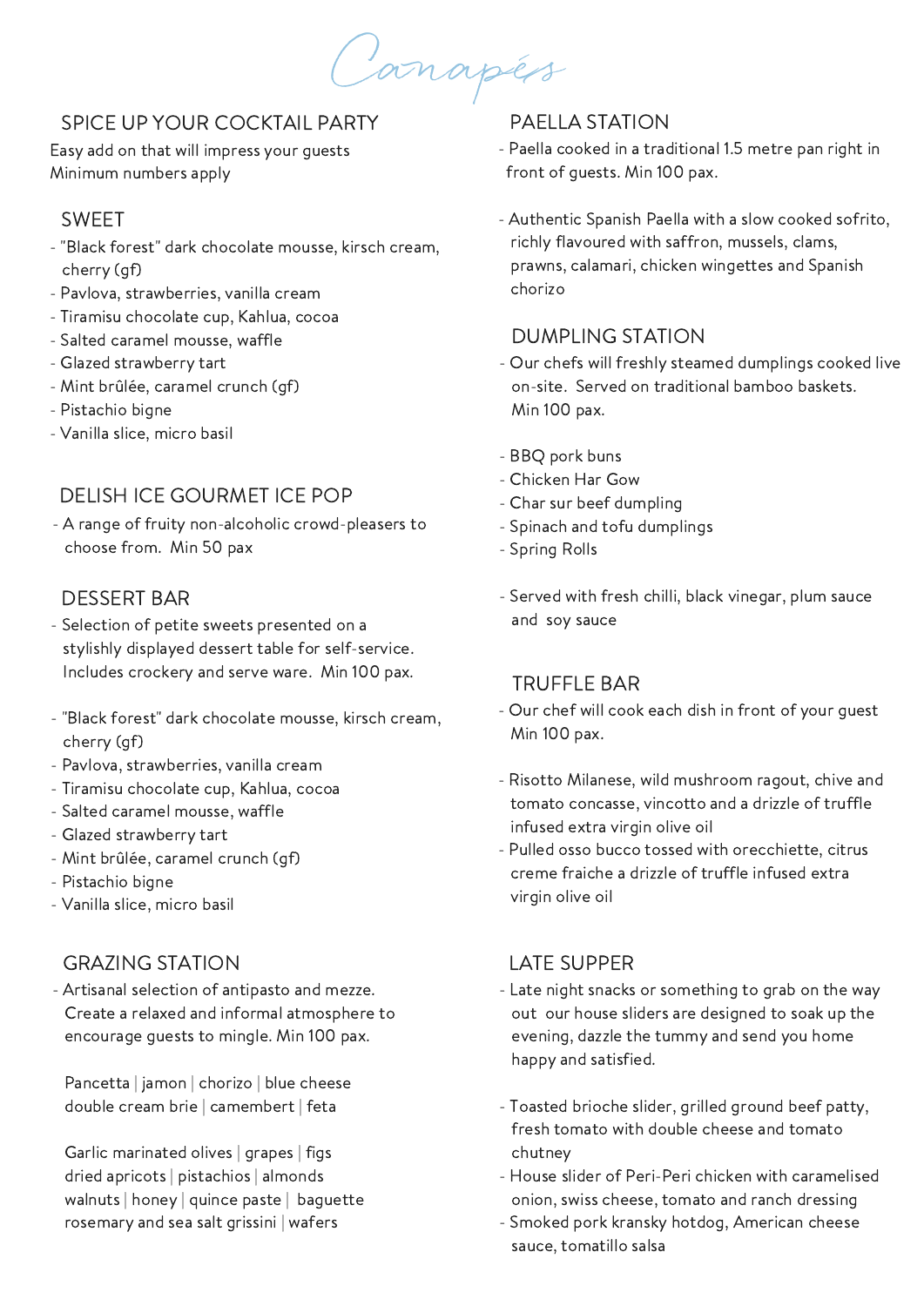# Canapés

## SPICE UP YOUR COCKTAIL PARTY

Easy add on that will impress your guests
Minimum numbers apply

## SWEET

- "Black forest" dark chocolate mousse, kirsch cream, cherry (gf)
- Pavlova, strawberries, vanilla cream
- Tiramisu chocolate cup, Kahlua, cocoa
- Salted caramel mousse, waffle
- Glazed strawberry tart
- Mint brûlée, caramel crunch (gf)
- Pistachio bigne
- Vanilla slice, micro basil

## DELISH ICE GOURMET ICE POP

- A range of fruity non-alcoholic crowd-pleasers to choose from. Min 50 pax

## DESSERT BAR

- Selection of petite sweets presented on a stylishly displayed dessert table for self-service. Includes crockery and serve ware. Min 100 pax.

- "Black forest" dark chocolate mousse, kirsch cream, cherry (gf)
- Pavlova, strawberries, vanilla cream
- Tiramisu chocolate cup, Kahlua, cocoa
- Salted caramel mousse, waffle
- Glazed strawberry tart
- Mint brûlée, caramel crunch (gf)
- Pistachio bigne
- Vanilla slice, micro basil

## GRAZING STATION

- Artisanal selection of antipasto and mezze. Create a relaxed and informal atmosphere to encourage guests to mingle. Min 100 pax.

Pancetta | jamon | chorizo | blue cheese
double cream brie | camembert | feta

Garlic marinated olives | grapes | figs
dried apricots | pistachios | almonds
walnuts | honey | quince paste | baguette
rosemary and sea salt grissini | wafers

## PAELLA STATION

- Paella cooked in a traditional 1.5 metre pan right in front of guests. Min 100 pax.

- Authentic Spanish Paella with a slow cooked sofrito, richly flavoured with saffron, mussels, clams, prawns, calamari, chicken wingettes and Spanish chorizo

## DUMPLING STATION

- Our chefs will freshly steamed dumplings cooked live on-site. Served on traditional bamboo baskets. Min 100 pax.

- BBQ pork buns
- Chicken Har Gow
- Char sur beef dumpling
- Spinach and tofu dumplings
- Spring Rolls

- Served with fresh chilli, black vinegar, plum sauce and soy sauce

## TRUFFLE BAR

- Our chef will cook each dish in front of your guest Min 100 pax.

- Risotto Milanese, wild mushroom ragout, chive and tomato concasse, vincotto and a drizzle of truffle infused extra virgin olive oil
- Pulled osso bucco tossed with orecchiette, citrus creme fraiche a drizzle of truffle infused extra virgin olive oil

## LATE SUPPER

- Late night snacks or something to grab on the way out our house sliders are designed to soak up the evening, dazzle the tummy and send you home happy and satisfied.

- Toasted brioche slider, grilled ground beef patty, fresh tomato with double cheese and tomato chutney
- House slider of Peri-Peri chicken with caramelised onion, swiss cheese, tomato and ranch dressing
- Smoked pork kransky hotdog, American cheese sauce, tomatillo salsa